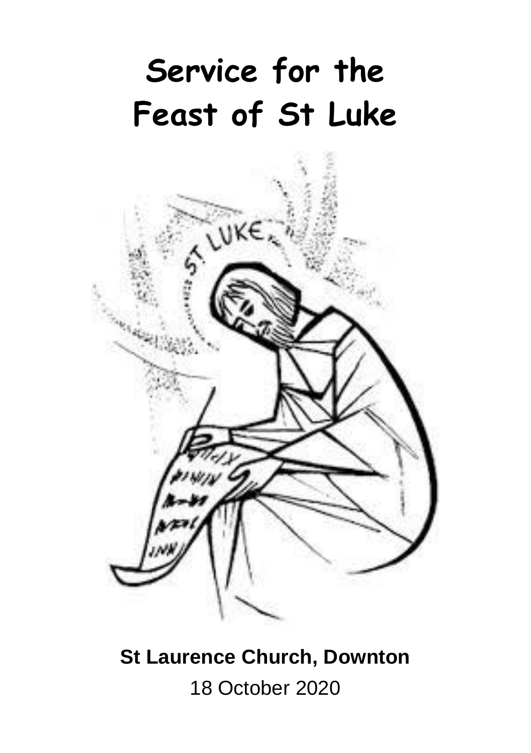# Service for the Feast of St Luke

**St Laurence Church, Downton**

18 October 2020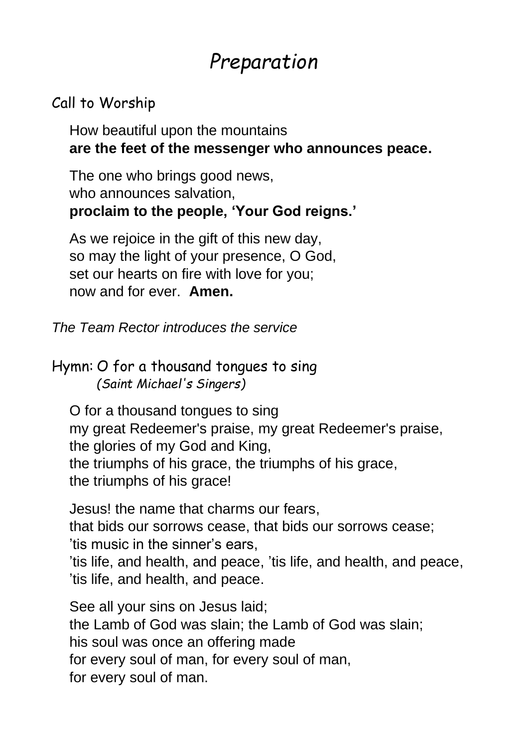# *Preparation*

## Call to Worship

How beautiful upon the mountains
**are the feet of the messenger who announces peace.**

The one who brings good news,
who announces salvation,
**proclaim to the people, 'Your God reigns.'**

As we rejoice in the gift of this new day,
so may the light of your presence, O God,
set our hearts on fire with love for you;
now and for ever. **Amen.**

*The Team Rector introduces the service*

## Hymn: O for a thousand tongues to sing

*(Saint Michael's Singers)*

O for a thousand tongues to sing
my great Redeemer's praise, my great Redeemer's praise,
the glories of my God and King,
the triumphs of his grace, the triumphs of his grace,
the triumphs of his grace!

Jesus! the name that charms our fears,
that bids our sorrows cease, that bids our sorrows cease;
'tis music in the sinner's ears,
'tis life, and health, and peace, 'tis life, and health, and peace,
'tis life, and health, and peace.

See all your sins on Jesus laid;
the Lamb of God was slain; the Lamb of God was slain;
his soul was once an offering made
for every soul of man, for every soul of man,
for every soul of man.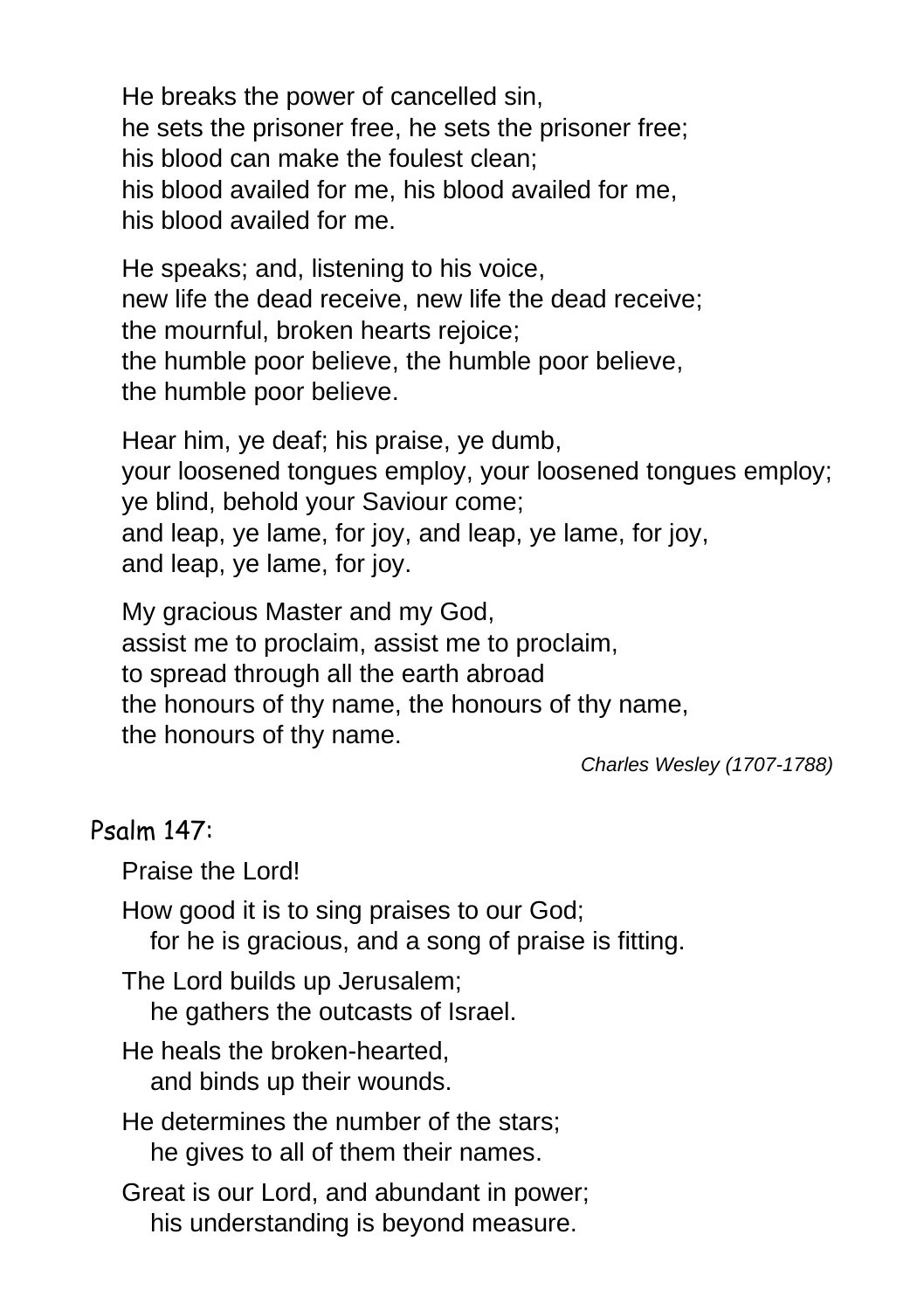He breaks the power of cancelled sin,  
he sets the prisoner free, he sets the prisoner free;  
his blood can make the foulest clean;  
his blood availed for me, his blood availed for me,  
his blood availed for me.

He speaks; and, listening to his voice,  
new life the dead receive, new life the dead receive;  
the mournful, broken hearts rejoice;  
the humble poor believe, the humble poor believe,  
the humble poor believe.

Hear him, ye deaf; his praise, ye dumb,  
your loosened tongues employ, your loosened tongues employ;  
ye blind, behold your Saviour come;  
and leap, ye lame, for joy, and leap, ye lame, for joy,  
and leap, ye lame, for joy.

My gracious Master and my God,  
assist me to proclaim, assist me to proclaim,  
to spread through all the earth abroad  
the honours of thy name, the honours of thy name,  
the honours of thy name.

*Charles Wesley (1707-1788)*

## Psalm 147:

Praise the Lord!

How good it is to sing praises to our God;  
  for he is gracious, and a song of praise is fitting.

The Lord builds up Jerusalem;  
  he gathers the outcasts of Israel.

He heals the broken-hearted,  
  and binds up their wounds.

He determines the number of the stars;  
  he gives to all of them their names.

Great is our Lord, and abundant in power;  
  his understanding is beyond measure.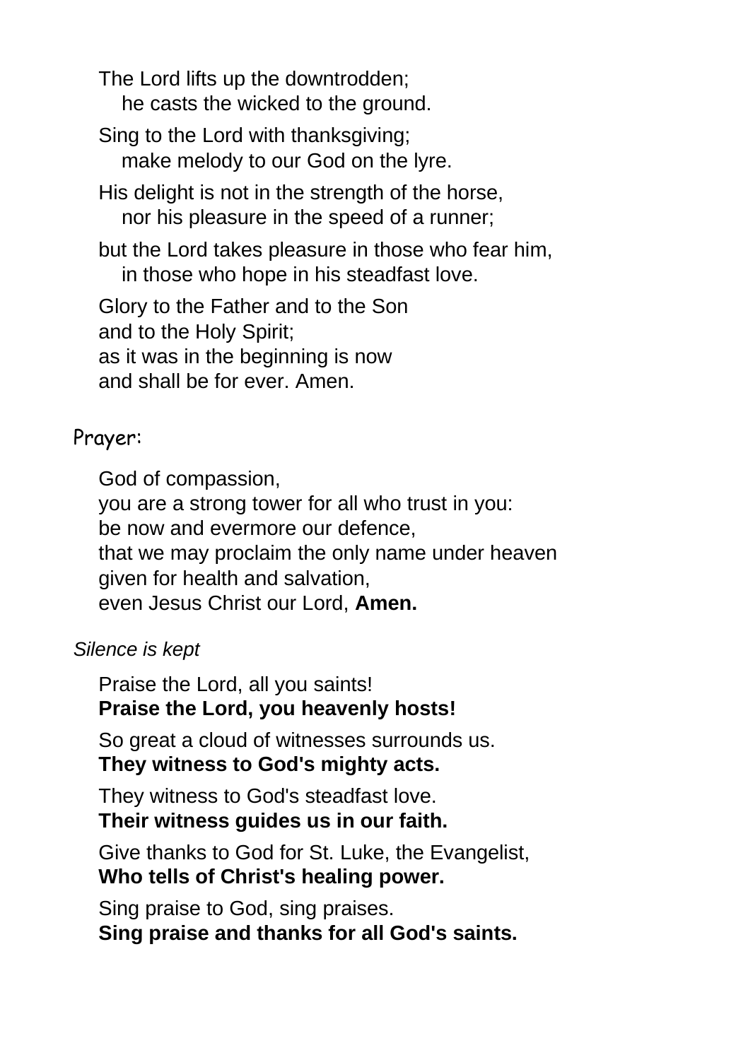The Lord lifts up the downtrodden;  
he casts the wicked to the ground.

Sing to the Lord with thanksgiving;  
make melody to our God on the lyre.

His delight is not in the strength of the horse,  
nor his pleasure in the speed of a runner;

but the Lord takes pleasure in those who fear him,  
in those who hope in his steadfast love.

Glory to the Father and to the Son  
and to the Holy Spirit;  
as it was in the beginning is now  
and shall be for ever. Amen.

## Prayer:

God of compassion,  
you are a strong tower for all who trust in you:  
be now and evermore our defence,  
that we may proclaim the only name under heaven  
given for health and salvation,  
even Jesus Christ our Lord, **Amen.**

*Silence is kept*

Praise the Lord, all you saints!  
**Praise the Lord, you heavenly hosts!**

So great a cloud of witnesses surrounds us.  
**They witness to God's mighty acts.**

They witness to God's steadfast love.  
**Their witness guides us in our faith.**

Give thanks to God for St. Luke, the Evangelist,  
**Who tells of Christ's healing power.**

Sing praise to God, sing praises.  
**Sing praise and thanks for all God's saints.**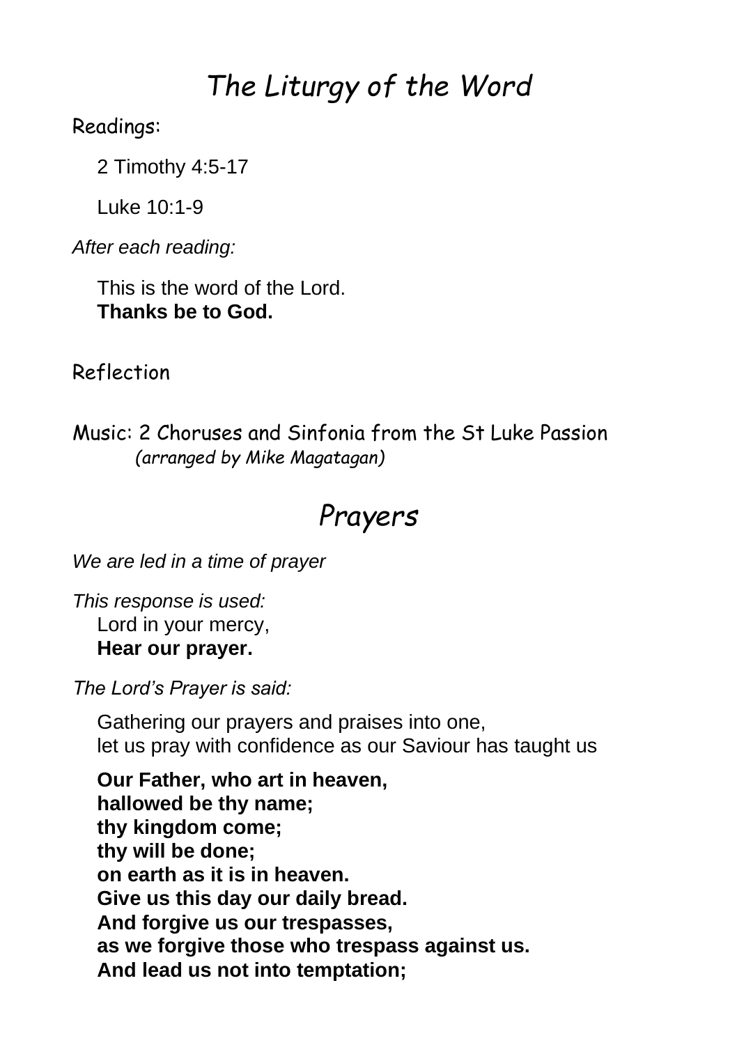# *The Liturgy of the Word*

Readings:

2 Timothy 4:5-17

Luke 10:1-9

*After each reading:*

This is the word of the Lord.
**Thanks be to God.**

Reflection

Music: 2 Choruses and Sinfonia from the St Luke Passion
*(arranged by Mike Magatagan)*

# *Prayers*

*We are led in a time of prayer*

*This response is used:*
Lord in your mercy,
**Hear our prayer.**

*The Lord's Prayer is said:*

Gathering our prayers and praises into one,
let us pray with confidence as our Saviour has taught us

**Our Father, who art in heaven,**
**hallowed be thy name;**
**thy kingdom come;**
**thy will be done;**
**on earth as it is in heaven.**
**Give us this day our daily bread.**
**And forgive us our trespasses,**
**as we forgive those who trespass against us.**
**And lead us not into temptation;**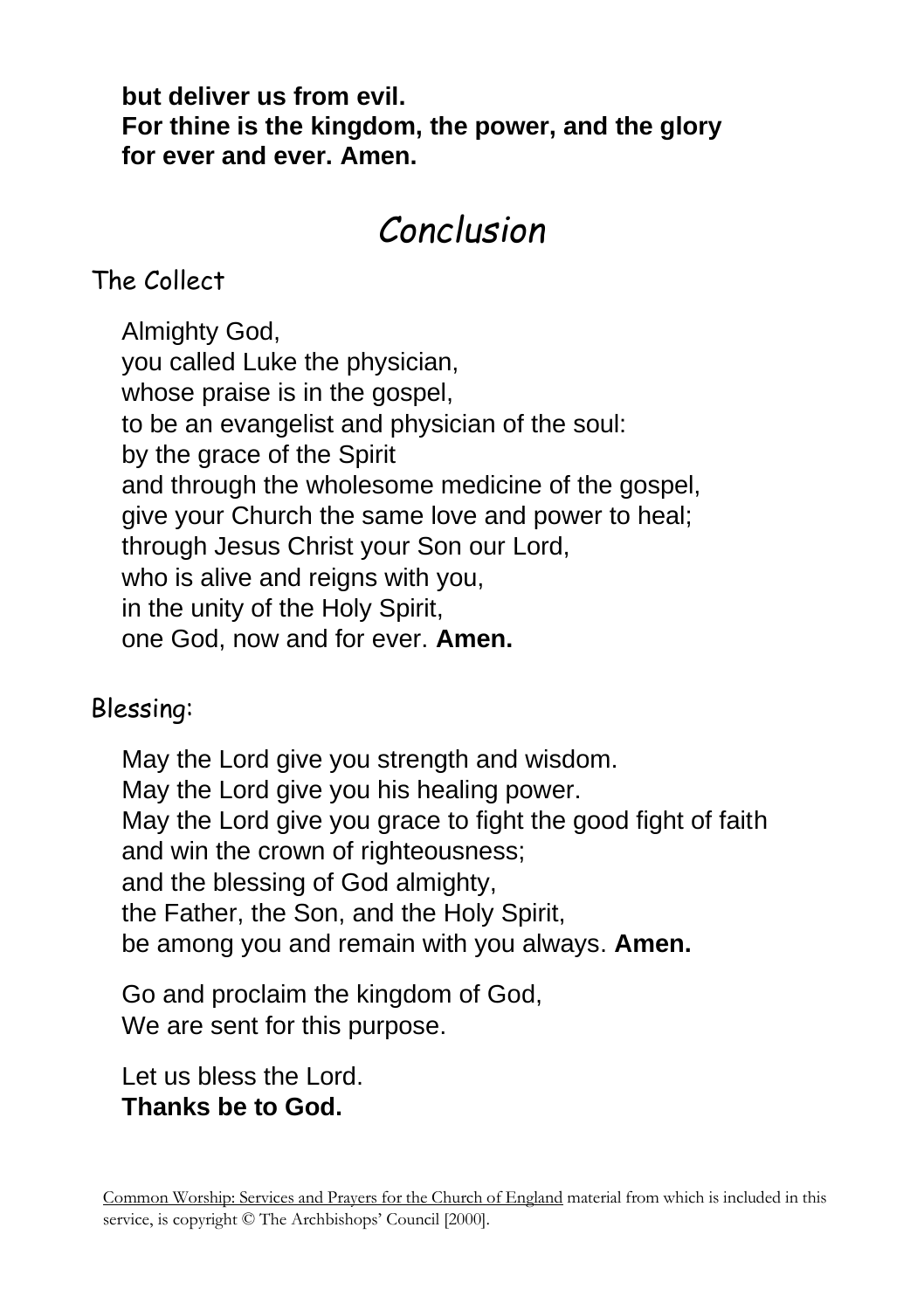**but deliver us from evil.**
**For thine is the kingdom, the power, and the glory**
**for ever and ever. Amen.**

# *Conclusion*

## The Collect

Almighty God,
you called Luke the physician,
whose praise is in the gospel,
to be an evangelist and physician of the soul:
by the grace of the Spirit
and through the wholesome medicine of the gospel,
give your Church the same love and power to heal;
through Jesus Christ your Son our Lord,
who is alive and reigns with you,
in the unity of the Holy Spirit,
one God, now and for ever. **Amen.**

## Blessing:

May the Lord give you strength and wisdom.
May the Lord give you his healing power.
May the Lord give you grace to fight the good fight of faith
and win the crown of righteousness;
and the blessing of God almighty,
the Father, the Son, and the Holy Spirit,
be among you and remain with you always. **Amen.**

Go and proclaim the kingdom of God,
We are sent for this purpose.

Let us bless the Lord.
**Thanks be to God.**

Common Worship: Services and Prayers for the Church of England material from which is included in this service, is copyright © The Archbishops' Council [2000].